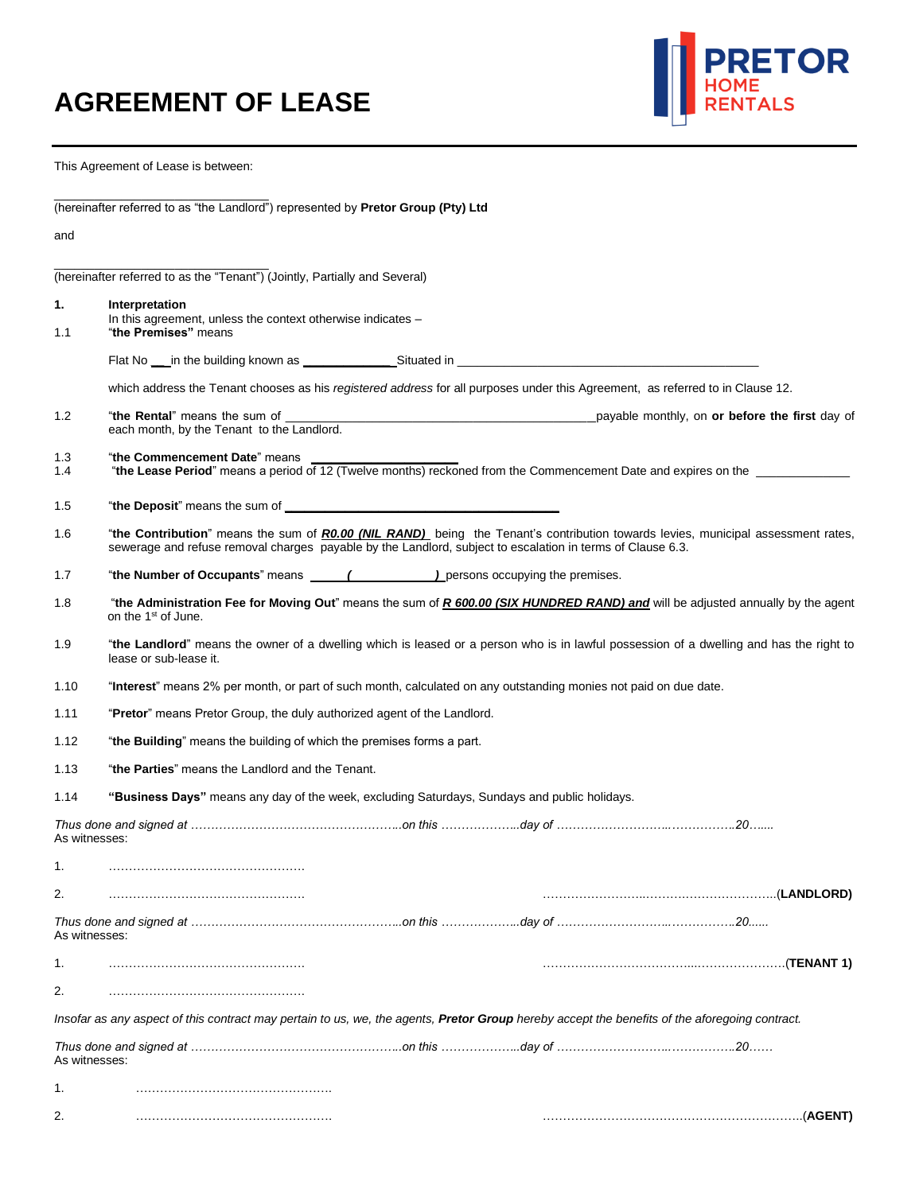# AGREEMENT OF LEASE

PRETOR HOME RENTALS

This Agreement of Lease is between:

______________________________

(hereinafter referred to as "the Landlord") represented by **Pretor Group (Pty) Ltd**

and

______________________________

(hereinafter referred to as the "Tenant") (Jointly, Partially and Several)

**1. Interpretation**

In this agreement, unless the context otherwise indicates –

1.1 "**the Premises"** means

Flat No ___in the building known as _____________Situated in ____________________________________________

which address the Tenant chooses as his *registered address* for all purposes under this Agreement, as referred to in Clause 12.

1.2 "**the Rental**" means the sum of ____________________________________________payable monthly, on **or before the first** day of each month, by the Tenant to the Landlord.

1.3 "**the Commencement Date**" means ____________________

1.4 "**the Lease Period**" means a period of 12 (Twelve months) reckoned from the Commencement Date and expires on the _____________

1.5 "**the Deposit**" means the sum of ________________________________________

1.6 "**the Contribution**" means the sum of ***R0.00 (NIL RAND)*** being the Tenant's contribution towards levies, municipal assessment rates, sewerage and refuse removal charges payable by the Landlord, subject to escalation in terms of Clause 6.3.

1.7 "**the Number of Occupants**" means _____ ( ____________ ) persons occupying the premises.

1.8 "**the Administration Fee for Moving Out**" means the sum of ***R 600.00 (SIX HUNDRED RAND) and*** will be adjusted annually by the agent on the 1st of June.

1.9 "**the Landlord**" means the owner of a dwelling which is leased or a person who is in lawful possession of a dwelling and has the right to lease or sub-lease it.

1.10 "**Interest**" means 2% per month, or part of such month, calculated on any outstanding monies not paid on due date.

1.11 "**Pretor**" means Pretor Group, the duly authorized agent of the Landlord.

1.12 "**the Building**" means the building of which the premises forms a part.

1.13 "**the Parties**" means the Landlord and the Tenant.

1.14 **"Business Days"** means any day of the week, excluding Saturdays, Sundays and public holidays.

*Thus done and signed at ……………………………………………..on this ………………..day of ……………………..……………..20…....*
As witnesses:

1. ………………………………………….

2. …………………………………………. ……………………..…………..…………………..(**LANDLORD**)

*Thus done and signed at ……………………………………………..on this ………………..day of ……………………..……………..20.....*
As witnesses:

1. …………………………………………. ……………………………...…………………(**TENANT 1)**

2. ………………………………………….

*Insofar as any aspect of this contract may pertain to us, we, the agents, **Pretor Group** hereby accept the benefits of the aforegoing contract.*

*Thus done and signed at ……………………………………………..on this ………………..day of ……………………..……………..20……*
As witnesses:

1. ………………………………………….

2. …………………………………………. ………………………………………………………..(**AGENT)**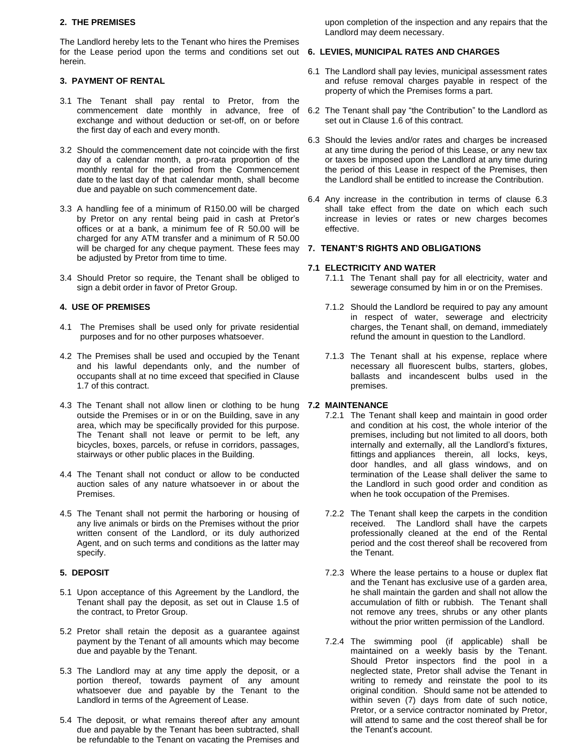## 2. THE PREMISES

The Landlord hereby lets to the Tenant who hires the Premises for the Lease period upon the terms and conditions set out herein.

## 3. PAYMENT OF RENTAL

3.1 The Tenant shall pay rental to Pretor, from the commencement date monthly in advance, free of exchange and without deduction or set-off, on or before the first day of each and every month.

3.2 Should the commencement date not coincide with the first day of a calendar month, a pro-rata proportion of the monthly rental for the period from the Commencement date to the last day of that calendar month, shall become due and payable on such commencement date.

3.3 A handling fee of a minimum of R150.00 will be charged by Pretor on any rental being paid in cash at Pretor's offices or at a bank, a minimum fee of R 50.00 will be charged for any ATM transfer and a minimum of R 50.00 will be charged for any cheque payment. These fees may be adjusted by Pretor from time to time.

3.4 Should Pretor so require, the Tenant shall be obliged to sign a debit order in favor of Pretor Group.

## 4. USE OF PREMISES

4.1 The Premises shall be used only for private residential purposes and for no other purposes whatsoever.

4.2 The Premises shall be used and occupied by the Tenant and his lawful dependants only, and the number of occupants shall at no time exceed that specified in Clause 1.7 of this contract.

4.3 The Tenant shall not allow linen or clothing to be hung outside the Premises or in or on the Building, save in any area, which may be specifically provided for this purpose. The Tenant shall not leave or permit to be left, any bicycles, boxes, parcels, or refuse in corridors, passages, stairways or other public places in the Building.

4.4 The Tenant shall not conduct or allow to be conducted auction sales of any nature whatsoever in or about the Premises.

4.5 The Tenant shall not permit the harboring or housing of any live animals or birds on the Premises without the prior written consent of the Landlord, or its duly authorized Agent, and on such terms and conditions as the latter may specify.

## 5. DEPOSIT

5.1 Upon acceptance of this Agreement by the Landlord, the Tenant shall pay the deposit, as set out in Clause 1.5 of the contract, to Pretor Group.

5.2 Pretor shall retain the deposit as a guarantee against payment by the Tenant of all amounts which may become due and payable by the Tenant.

5.3 The Landlord may at any time apply the deposit, or a portion thereof, towards payment of any amount whatsoever due and payable by the Tenant to the Landlord in terms of the Agreement of Lease.

5.4 The deposit, or what remains thereof after any amount due and payable by the Tenant has been subtracted, shall be refundable to the Tenant on vacating the Premises and upon completion of the inspection and any repairs that the Landlord may deem necessary.

## 6. LEVIES, MUNICIPAL RATES AND CHARGES

6.1 The Landlord shall pay levies, municipal assessment rates and refuse removal charges payable in respect of the property of which the Premises forms a part.

6.2 The Tenant shall pay "the Contribution" to the Landlord as set out in Clause 1.6 of this contract.

6.3 Should the levies and/or rates and charges be increased at any time during the period of this Lease, or any new tax or taxes be imposed upon the Landlord at any time during the period of this Lease in respect of the Premises, then the Landlord shall be entitled to increase the Contribution.

6.4 Any increase in the contribution in terms of clause 6.3 shall take effect from the date on which each such increase in levies or rates or new charges becomes effective.

## 7. TENANT'S RIGHTS AND OBLIGATIONS

### 7.1 ELECTRICITY AND WATER

7.1.1 The Tenant shall pay for all electricity, water and sewerage consumed by him in or on the Premises.

7.1.2 Should the Landlord be required to pay any amount in respect of water, sewerage and electricity charges, the Tenant shall, on demand, immediately refund the amount in question to the Landlord.

7.1.3 The Tenant shall at his expense, replace where necessary all fluorescent bulbs, starters, globes, ballasts and incandescent bulbs used in the premises.

### 7.2 MAINTENANCE

7.2.1 The Tenant shall keep and maintain in good order and condition at his cost, the whole interior of the premises, including but not limited to all doors, both internally and externally, all the Landlord's fixtures, fittings and appliances therein, all locks, keys, door handles, and all glass windows, and on termination of the Lease shall deliver the same to the Landlord in such good order and condition as when he took occupation of the Premises.

7.2.2 The Tenant shall keep the carpets in the condition received. The Landlord shall have the carpets professionally cleaned at the end of the Rental period and the cost thereof shall be recovered from the Tenant.

7.2.3 Where the lease pertains to a house or duplex flat and the Tenant has exclusive use of a garden area, he shall maintain the garden and shall not allow the accumulation of filth or rubbish. The Tenant shall not remove any trees, shrubs or any other plants without the prior written permission of the Landlord.

7.2.4 The swimming pool (if applicable) shall be maintained on a weekly basis by the Tenant. Should Pretor inspectors find the pool in a neglected state, Pretor shall advise the Tenant in writing to remedy and reinstate the pool to its original condition. Should same not be attended to within seven (7) days from date of such notice, Pretor, or a service contractor nominated by Pretor, will attend to same and the cost thereof shall be for the Tenant's account.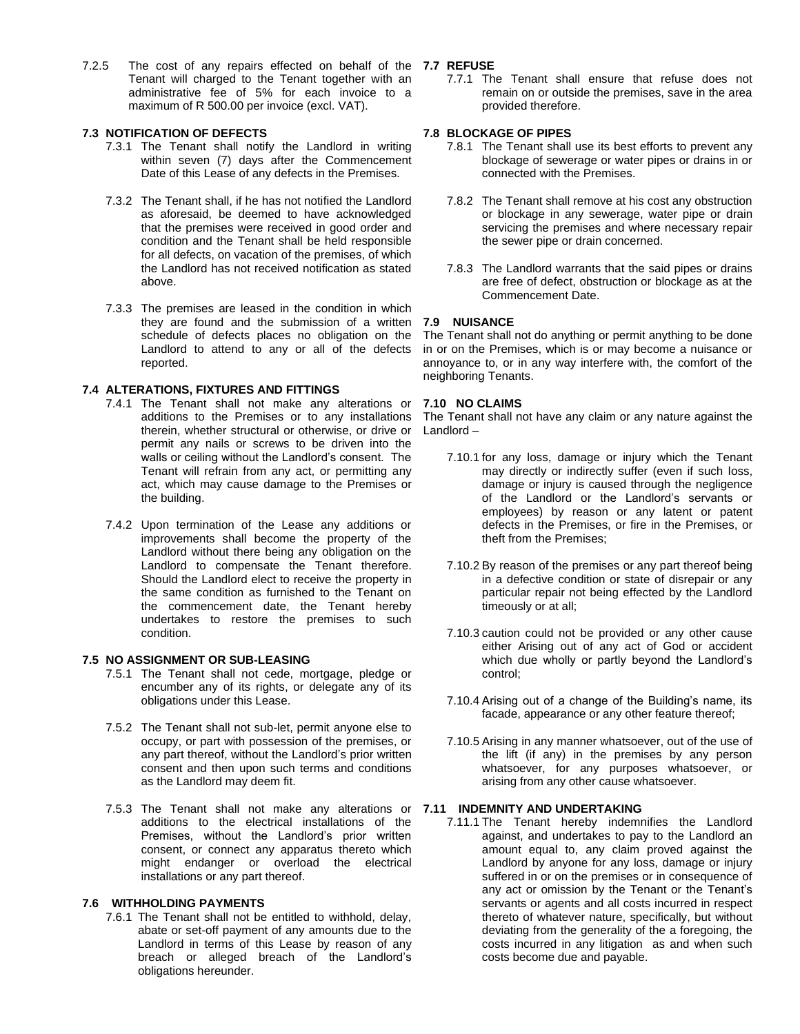7.2.5 The cost of any repairs effected on behalf of the Tenant will charged to the Tenant together with an administrative fee of 5% for each invoice to a maximum of R 500.00 per invoice (excl. VAT).

### 7.3 NOTIFICATION OF DEFECTS

7.3.1 The Tenant shall notify the Landlord in writing within seven (7) days after the Commencement Date of this Lease of any defects in the Premises.

7.3.2 The Tenant shall, if he has not notified the Landlord as aforesaid, be deemed to have acknowledged that the premises were received in good order and condition and the Tenant shall be held responsible for all defects, on vacation of the premises, of which the Landlord has not received notification as stated above.

7.3.3 The premises are leased in the condition in which they are found and the submission of a written schedule of defects places no obligation on the Landlord to attend to any or all of the defects reported.

### 7.4 ALTERATIONS, FIXTURES AND FITTINGS

7.4.1 The Tenant shall not make any alterations or additions to the Premises or to any installations therein, whether structural or otherwise, or drive or permit any nails or screws to be driven into the walls or ceiling without the Landlord's consent. The Tenant will refrain from any act, or permitting any act, which may cause damage to the Premises or the building.

7.4.2 Upon termination of the Lease any additions or improvements shall become the property of the Landlord without there being any obligation on the Landlord to compensate the Tenant therefore. Should the Landlord elect to receive the property in the same condition as furnished to the Tenant on the commencement date, the Tenant hereby undertakes to restore the premises to such condition.

### 7.5 NO ASSIGNMENT OR SUB-LEASING

7.5.1 The Tenant shall not cede, mortgage, pledge or encumber any of its rights, or delegate any of its obligations under this Lease.

7.5.2 The Tenant shall not sub-let, permit anyone else to occupy, or part with possession of the premises, or any part thereof, without the Landlord's prior written consent and then upon such terms and conditions as the Landlord may deem fit.

7.5.3 The Tenant shall not make any alterations or additions to the electrical installations of the Premises, without the Landlord's prior written consent, or connect any apparatus thereto which might endanger or overload the electrical installations or any part thereof.

### 7.6 WITHHOLDING PAYMENTS

7.6.1 The Tenant shall not be entitled to withhold, delay, abate or set-off payment of any amounts due to the Landlord in terms of this Lease by reason of any breach or alleged breach of the Landlord's obligations hereunder.

### 7.7 REFUSE

7.7.1 The Tenant shall ensure that refuse does not remain on or outside the premises, save in the area provided therefore.

### 7.8 BLOCKAGE OF PIPES

7.8.1 The Tenant shall use its best efforts to prevent any blockage of sewerage or water pipes or drains in or connected with the Premises.

7.8.2 The Tenant shall remove at his cost any obstruction or blockage in any sewerage, water pipe or drain servicing the premises and where necessary repair the sewer pipe or drain concerned.

7.8.3 The Landlord warrants that the said pipes or drains are free of defect, obstruction or blockage as at the Commencement Date.

### 7.9 NUISANCE

The Tenant shall not do anything or permit anything to be done in or on the Premises, which is or may become a nuisance or annoyance to, or in any way interfere with, the comfort of the neighboring Tenants.

### 7.10 NO CLAIMS

The Tenant shall not have any claim or any nature against the Landlord –

7.10.1 for any loss, damage or injury which the Tenant may directly or indirectly suffer (even if such loss, damage or injury is caused through the negligence of the Landlord or the Landlord's servants or employees) by reason or any latent or patent defects in the Premises, or fire in the Premises, or theft from the Premises;

7.10.2 By reason of the premises or any part thereof being in a defective condition or state of disrepair or any particular repair not being effected by the Landlord timeously or at all;

7.10.3 caution could not be provided or any other cause either Arising out of any act of God or accident which due wholly or partly beyond the Landlord's control;

7.10.4 Arising out of a change of the Building's name, its facade, appearance or any other feature thereof;

7.10.5 Arising in any manner whatsoever, out of the use of the lift (if any) in the premises by any person whatsoever, for any purposes whatsoever, or arising from any other cause whatsoever.

### 7.11 INDEMNITY AND UNDERTAKING

7.11.1 The Tenant hereby indemnifies the Landlord against, and undertakes to pay to the Landlord an amount equal to, any claim proved against the Landlord by anyone for any loss, damage or injury suffered in or on the premises or in consequence of any act or omission by the Tenant or the Tenant's servants or agents and all costs incurred in respect thereto of whatever nature, specifically, but without deviating from the generality of the a foregoing, the costs incurred in any litigation as and when such costs become due and payable.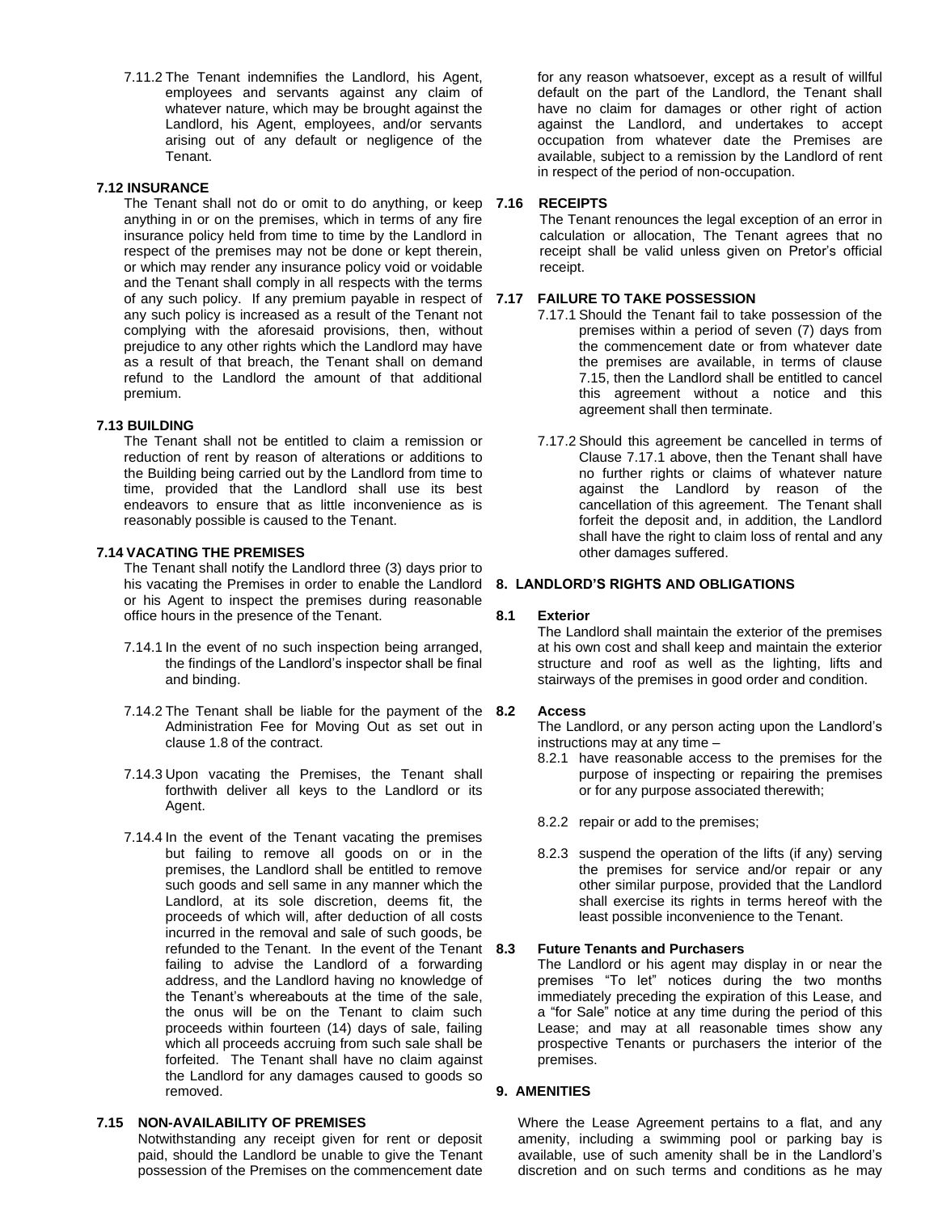7.11.2 The Tenant indemnifies the Landlord, his Agent, employees and servants against any claim of whatever nature, which may be brought against the Landlord, his Agent, employees, and/or servants arising out of any default or negligence of the Tenant.

### 7.12 INSURANCE

The Tenant shall not do or omit to do anything, or keep anything in or on the premises, which in terms of any fire insurance policy held from time to time by the Landlord in respect of the premises may not be done or kept therein, or which may render any insurance policy void or voidable and the Tenant shall comply in all respects with the terms of any such policy. If any premium payable in respect of any such policy is increased as a result of the Tenant not complying with the aforesaid provisions, then, without prejudice to any other rights which the Landlord may have as a result of that breach, the Tenant shall on demand refund to the Landlord the amount of that additional premium.

### 7.13 BUILDING

The Tenant shall not be entitled to claim a remission or reduction of rent by reason of alterations or additions to the Building being carried out by the Landlord from time to time, provided that the Landlord shall use its best endeavors to ensure that as little inconvenience as is reasonably possible is caused to the Tenant.

### 7.14 VACATING THE PREMISES

The Tenant shall notify the Landlord three (3) days prior to his vacating the Premises in order to enable the Landlord or his Agent to inspect the premises during reasonable office hours in the presence of the Tenant.

7.14.1 In the event of no such inspection being arranged, the findings of the Landlord's inspector shall be final and binding.

7.14.2 The Tenant shall be liable for the payment of the Administration Fee for Moving Out as set out in clause 1.8 of the contract.

7.14.3 Upon vacating the Premises, the Tenant shall forthwith deliver all keys to the Landlord or its Agent.

7.14.4 In the event of the Tenant vacating the premises but failing to remove all goods on or in the premises, the Landlord shall be entitled to remove such goods and sell same in any manner which the Landlord, at its sole discretion, deems fit, the proceeds of which will, after deduction of all costs incurred in the removal and sale of such goods, be refunded to the Tenant. In the event of the Tenant failing to advise the Landlord of a forwarding address, and the Landlord having no knowledge of the Tenant's whereabouts at the time of the sale, the onus will be on the Tenant to claim such proceeds within fourteen (14) days of sale, failing which all proceeds accruing from such sale shall be forfeited. The Tenant shall have no claim against the Landlord for any damages caused to goods so removed.

### 7.15 NON-AVAILABILITY OF PREMISES

Notwithstanding any receipt given for rent or deposit paid, should the Landlord be unable to give the Tenant possession of the Premises on the commencement date for any reason whatsoever, except as a result of willful default on the part of the Landlord, the Tenant shall have no claim for damages or other right of action against the Landlord, and undertakes to accept occupation from whatever date the Premises are available, subject to a remission by the Landlord of rent in respect of the period of non-occupation.

### 7.16 RECEIPTS

The Tenant renounces the legal exception of an error in calculation or allocation, The Tenant agrees that no receipt shall be valid unless given on Pretor's official receipt.

### 7.17 FAILURE TO TAKE POSSESSION

7.17.1 Should the Tenant fail to take possession of the premises within a period of seven (7) days from the commencement date or from whatever date the premises are available, in terms of clause 7.15, then the Landlord shall be entitled to cancel this agreement without a notice and this agreement shall then terminate.

7.17.2 Should this agreement be cancelled in terms of Clause 7.17.1 above, then the Tenant shall have no further rights or claims of whatever nature against the Landlord by reason of the cancellation of this agreement. The Tenant shall forfeit the deposit and, in addition, the Landlord shall have the right to claim loss of rental and any other damages suffered.

## 8. LANDLORD'S RIGHTS AND OBLIGATIONS

### 8.1 Exterior

The Landlord shall maintain the exterior of the premises at his own cost and shall keep and maintain the exterior structure and roof as well as the lighting, lifts and stairways of the premises in good order and condition.

### 8.2 Access

The Landlord, or any person acting upon the Landlord's instructions may at any time –

8.2.1 have reasonable access to the premises for the purpose of inspecting or repairing the premises or for any purpose associated therewith;

8.2.2 repair or add to the premises;

8.2.3 suspend the operation of the lifts (if any) serving the premises for service and/or repair or any other similar purpose, provided that the Landlord shall exercise its rights in terms hereof with the least possible inconvenience to the Tenant.

### 8.3 Future Tenants and Purchasers

The Landlord or his agent may display in or near the premises "To let" notices during the two months immediately preceding the expiration of this Lease, and a "for Sale" notice at any time during the period of this Lease; and may at all reasonable times show any prospective Tenants or purchasers the interior of the premises.

## 9. AMENITIES

Where the Lease Agreement pertains to a flat, and any amenity, including a swimming pool or parking bay is available, use of such amenity shall be in the Landlord's discretion and on such terms and conditions as he may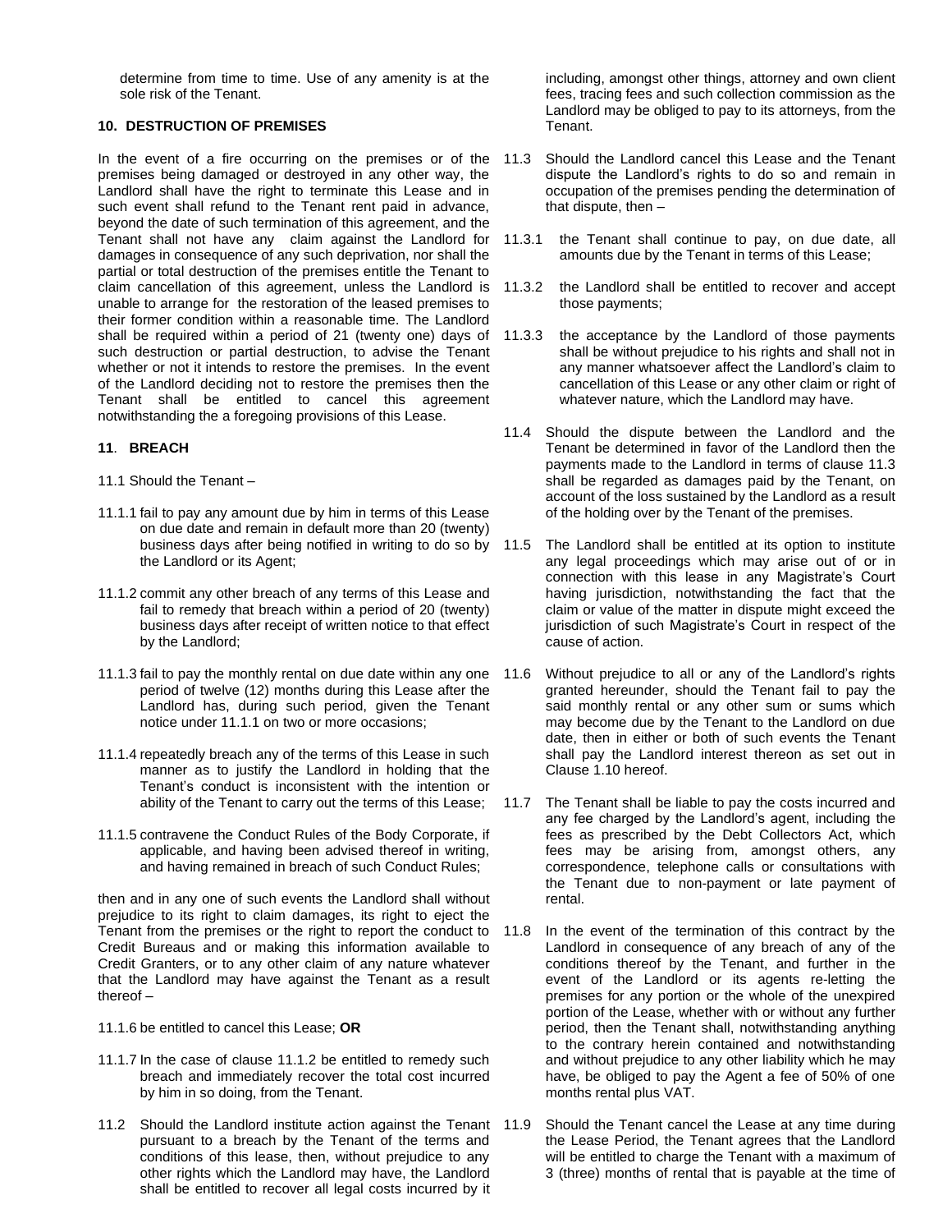determine from time to time. Use of any amenity is at the sole risk of the Tenant.

## 10. DESTRUCTION OF PREMISES

In the event of a fire occurring on the premises or of the premises being damaged or destroyed in any other way, the Landlord shall have the right to terminate this Lease and in such event shall refund to the Tenant rent paid in advance, beyond the date of such termination of this agreement, and the Tenant shall not have any claim against the Landlord for damages in consequence of any such deprivation, nor shall the partial or total destruction of the premises entitle the Tenant to claim cancellation of this agreement, unless the Landlord is unable to arrange for the restoration of the leased premises to their former condition within a reasonable time. The Landlord shall be required within a period of 21 (twenty one) days of such destruction or partial destruction, to advise the Tenant whether or not it intends to restore the premises. In the event of the Landlord deciding not to restore the premises then the Tenant shall be entitled to cancel this agreement notwithstanding the a foregoing provisions of this Lease.

## 11. BREACH

11.1 Should the Tenant –

11.1.1 fail to pay any amount due by him in terms of this Lease on due date and remain in default more than 20 (twenty) business days after being notified in writing to do so by the Landlord or its Agent;

11.1.2 commit any other breach of any terms of this Lease and fail to remedy that breach within a period of 20 (twenty) business days after receipt of written notice to that effect by the Landlord;

11.1.3 fail to pay the monthly rental on due date within any one period of twelve (12) months during this Lease after the Landlord has, during such period, given the Tenant notice under 11.1.1 on two or more occasions;

11.1.4 repeatedly breach any of the terms of this Lease in such manner as to justify the Landlord in holding that the Tenant's conduct is inconsistent with the intention or ability of the Tenant to carry out the terms of this Lease;

11.1.5 contravene the Conduct Rules of the Body Corporate, if applicable, and having been advised thereof in writing, and having remained in breach of such Conduct Rules;

then and in any one of such events the Landlord shall without prejudice to its right to claim damages, its right to eject the Tenant from the premises or the right to report the conduct to Credit Bureaus and or making this information available to Credit Granters, or to any other claim of any nature whatever that the Landlord may have against the Tenant as a result thereof –

11.1.6 be entitled to cancel this Lease; **OR**

11.1.7 In the case of clause 11.1.2 be entitled to remedy such breach and immediately recover the total cost incurred by him in so doing, from the Tenant.

11.2 Should the Landlord institute action against the Tenant pursuant to a breach by the Tenant of the terms and conditions of this lease, then, without prejudice to any other rights which the Landlord may have, the Landlord shall be entitled to recover all legal costs incurred by it including, amongst other things, attorney and own client fees, tracing fees and such collection commission as the Landlord may be obliged to pay to its attorneys, from the Tenant.

11.3 Should the Landlord cancel this Lease and the Tenant dispute the Landlord's rights to do so and remain in occupation of the premises pending the determination of that dispute, then –

11.3.1 the Tenant shall continue to pay, on due date, all amounts due by the Tenant in terms of this Lease;

11.3.2 the Landlord shall be entitled to recover and accept those payments;

11.3.3 the acceptance by the Landlord of those payments shall be without prejudice to his rights and shall not in any manner whatsoever affect the Landlord's claim to cancellation of this Lease or any other claim or right of whatever nature, which the Landlord may have.

11.4 Should the dispute between the Landlord and the Tenant be determined in favor of the Landlord then the payments made to the Landlord in terms of clause 11.3 shall be regarded as damages paid by the Tenant, on account of the loss sustained by the Landlord as a result of the holding over by the Tenant of the premises.

11.5 The Landlord shall be entitled at its option to institute any legal proceedings which may arise out of or in connection with this lease in any Magistrate's Court having jurisdiction, notwithstanding the fact that the claim or value of the matter in dispute might exceed the jurisdiction of such Magistrate's Court in respect of the cause of action.

11.6 Without prejudice to all or any of the Landlord's rights granted hereunder, should the Tenant fail to pay the said monthly rental or any other sum or sums which may become due by the Tenant to the Landlord on due date, then in either or both of such events the Tenant shall pay the Landlord interest thereon as set out in Clause 1.10 hereof.

11.7 The Tenant shall be liable to pay the costs incurred and any fee charged by the Landlord's agent, including the fees as prescribed by the Debt Collectors Act, which fees may be arising from, amongst others, any correspondence, telephone calls or consultations with the Tenant due to non-payment or late payment of rental.

11.8 In the event of the termination of this contract by the Landlord in consequence of any breach of any of the conditions thereof by the Tenant, and further in the event of the Landlord or its agents re-letting the premises for any portion or the whole of the unexpired portion of the Lease, whether with or without any further period, then the Tenant shall, notwithstanding anything to the contrary herein contained and notwithstanding and without prejudice to any other liability which he may have, be obliged to pay the Agent a fee of 50% of one months rental plus VAT.

11.9 Should the Tenant cancel the Lease at any time during the Lease Period, the Tenant agrees that the Landlord will be entitled to charge the Tenant with a maximum of 3 (three) months of rental that is payable at the time of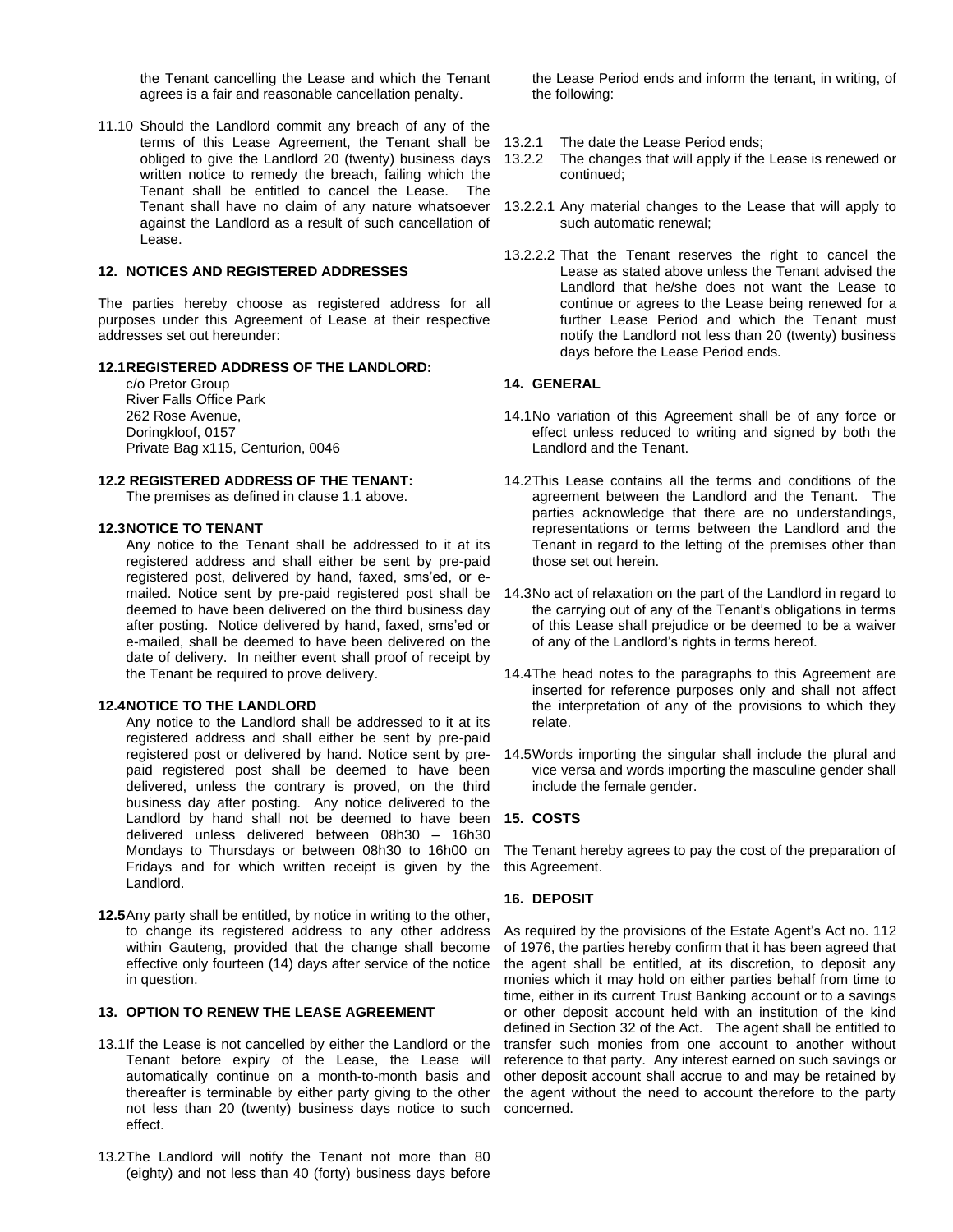the Tenant cancelling the Lease and which the Tenant agrees is a fair and reasonable cancellation penalty.

11.10 Should the Landlord commit any breach of any of the terms of this Lease Agreement, the Tenant shall be obliged to give the Landlord 20 (twenty) business days written notice to remedy the breach, failing which the Tenant shall be entitled to cancel the Lease. The Tenant shall have no claim of any nature whatsoever against the Landlord as a result of such cancellation of Lease.

## 12. NOTICES AND REGISTERED ADDRESSES

The parties hereby choose as registered address for all purposes under this Agreement of Lease at their respective addresses set out hereunder:

**12.1 REGISTERED ADDRESS OF THE LANDLORD:**

c/o Pretor Group
River Falls Office Park
262 Rose Avenue,
Doringkloof, 0157
Private Bag x115, Centurion, 0046

**12.2 REGISTERED ADDRESS OF THE TENANT:**

The premises as defined in clause 1.1 above.

**12.3 NOTICE TO TENANT**

Any notice to the Tenant shall be addressed to it at its registered address and shall either be sent by pre-paid registered post, delivered by hand, faxed, sms'ed, or e-mailed. Notice sent by pre-paid registered post shall be deemed to have been delivered on the third business day after posting. Notice delivered by hand, faxed, sms'ed or e-mailed, shall be deemed to have been delivered on the date of delivery. In neither event shall proof of receipt by the Tenant be required to prove delivery.

**12.4 NOTICE TO THE LANDLORD**

Any notice to the Landlord shall be addressed to it at its registered address and shall either be sent by pre-paid registered post or delivered by hand. Notice sent by pre-paid registered post shall be deemed to have been delivered, unless the contrary is proved, on the third business day after posting. Any notice delivered to the Landlord by hand shall not be deemed to have been delivered unless delivered between 08h30 – 16h30 Mondays to Thursdays or between 08h30 to 16h00 on Fridays and for which written receipt is given by the Landlord.

**12.5** Any party shall be entitled, by notice in writing to the other, to change its registered address to any other address within Gauteng, provided that the change shall become effective only fourteen (14) days after service of the notice in question.

## 13. OPTION TO RENEW THE LEASE AGREEMENT

13.1 If the Lease is not cancelled by either the Landlord or the Tenant before expiry of the Lease, the Lease will automatically continue on a month-to-month basis and thereafter is terminable by either party giving to the other not less than 20 (twenty) business days notice to such effect.

13.2 The Landlord will notify the Tenant not more than 80 (eighty) and not less than 40 (forty) business days before the Lease Period ends and inform the tenant, in writing, of the following:

13.2.1 The date the Lease Period ends;

13.2.2 The changes that will apply if the Lease is renewed or continued;

13.2.2.1 Any material changes to the Lease that will apply to such automatic renewal;

13.2.2.2 That the Tenant reserves the right to cancel the Lease as stated above unless the Tenant advised the Landlord that he/she does not want the Lease to continue or agrees to the Lease being renewed for a further Lease Period and which the Tenant must notify the Landlord not less than 20 (twenty) business days before the Lease Period ends.

## 14. GENERAL

14.1 No variation of this Agreement shall be of any force or effect unless reduced to writing and signed by both the Landlord and the Tenant.

14.2 This Lease contains all the terms and conditions of the agreement between the Landlord and the Tenant. The parties acknowledge that there are no understandings, representations or terms between the Landlord and the Tenant in regard to the letting of the premises other than those set out herein.

14.3 No act of relaxation on the part of the Landlord in regard to the carrying out of any of the Tenant's obligations in terms of this Lease shall prejudice or be deemed to be a waiver of any of the Landlord's rights in terms hereof.

14.4 The head notes to the paragraphs to this Agreement are inserted for reference purposes only and shall not affect the interpretation of any of the provisions to which they relate.

14.5 Words importing the singular shall include the plural and vice versa and words importing the masculine gender shall include the female gender.

## 15. COSTS

The Tenant hereby agrees to pay the cost of the preparation of this Agreement.

## 16. DEPOSIT

As required by the provisions of the Estate Agent's Act no. 112 of 1976, the parties hereby confirm that it has been agreed that the agent shall be entitled, at its discretion, to deposit any monies which it may hold on either parties behalf from time to time, either in its current Trust Banking account or to a savings or other deposit account held with an institution of the kind defined in Section 32 of the Act. The agent shall be entitled to transfer such monies from one account to another without reference to that party. Any interest earned on such savings or other deposit account shall accrue to and may be retained by the agent without the need to account therefore to the party concerned.